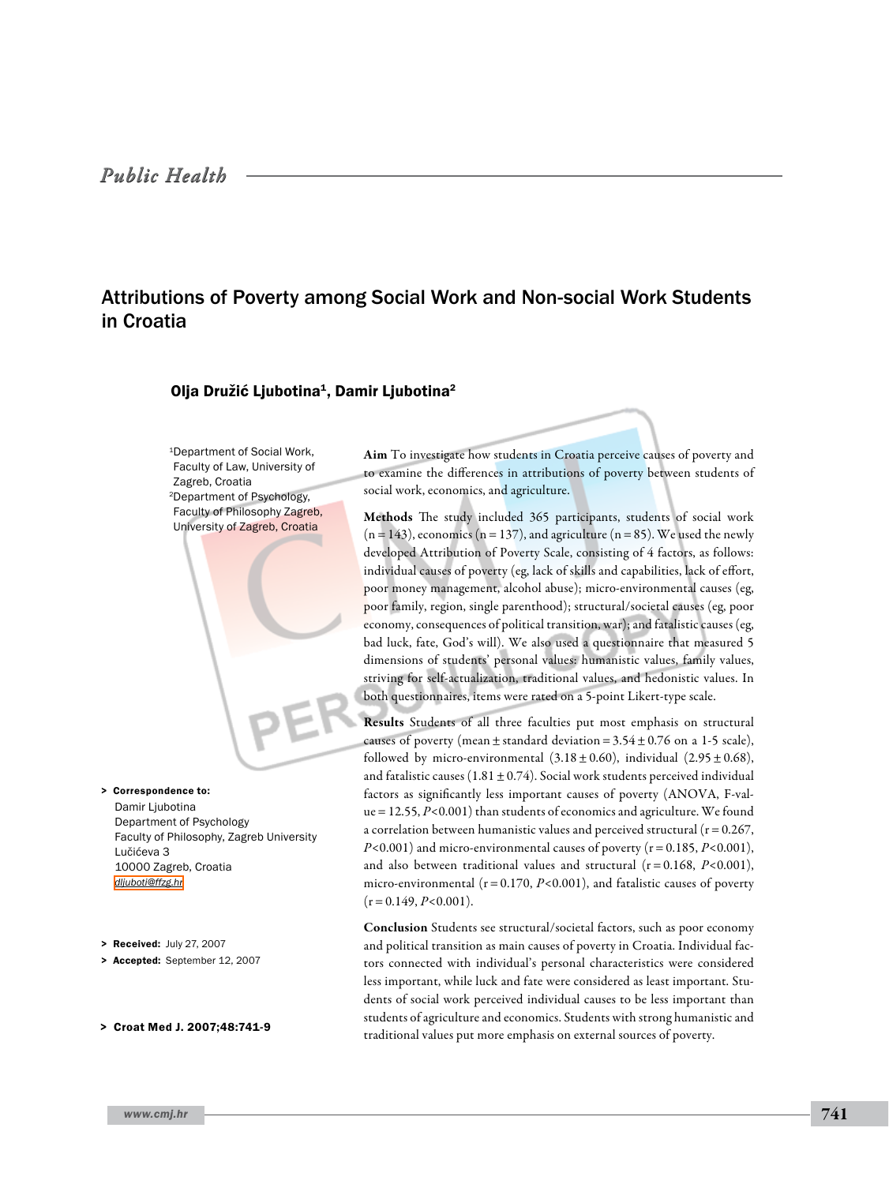Public Health

# Attributions of Poverty among Social Work and Non-social Work Students in Croatia

**Olja Družić Ljubotina[1], Damir Ljubotina[2]**

[1]Department of Social Work, Faculty of Law, University of Zagreb, Croatia
[2]Department of Psychology, Faculty of Philosophy Zagreb, University of Zagreb, Croatia

**Aim** To investigate how students in Croatia perceive causes of poverty and to examine the differences in attributions of poverty between students of social work, economics, and agriculture.

**Methods** The study included 365 participants, students of social work (n = 143), economics (n = 137), and agriculture (n = 85). We used the newly developed Attribution of Poverty Scale, consisting of 4 factors, as follows: individual causes of poverty (eg, lack of skills and capabilities, lack of effort, poor money management, alcohol abuse); micro-environmental causes (eg, poor family, region, single parenthood); structural/societal causes (eg, poor economy, consequences of political transition, war); and fatalistic causes (eg, bad luck, fate, God's will). We also used a questionnaire that measured 5 dimensions of students' personal values: humanistic values, family values, striving for self-actualization, traditional values, and hedonistic values. In both questionnaires, items were rated on a 5-point Likert-type scale.

**Results** Students of all three faculties put most emphasis on structural causes of poverty (mean ± standard deviation = 3.54 ± 0.76 on a 1-5 scale), followed by micro-environmental (3.18 ± 0.60), individual (2.95 ± 0.68), and fatalistic causes (1.81 ± 0.74). Social work students perceived individual factors as significantly less important causes of poverty (ANOVA, F-value = 12.55, $P<0.001$) than students of economics and agriculture. We found a correlation between humanistic values and perceived structural ($r = 0.267$, $P<0.001$) and micro-environmental causes of poverty ($r = 0.185$, $P<0.001$), and also between traditional values and structural ($r = 0.168$, $P<0.001$), micro-environmental ($r = 0.170$, $P<0.001$), and fatalistic causes of poverty ($r = 0.149$, $P<0.001$).

**Conclusion** Students see structural/societal factors, such as poor economy and political transition as main causes of poverty in Croatia. Individual factors connected with individual's personal characteristics were considered less important, while luck and fate were considered as least important. Students of social work perceived individual causes to be less important than students of agriculture and economics. Students with strong humanistic and traditional values put more emphasis on external sources of poverty.

> **Correspondence to:**
> Damir Ljubotina
> Department of Psychology
> Faculty of Philosophy, Zagreb University
> Lučićeva 3
> 10000 Zagreb, Croatia
> dljuboti@ffzg.hr

> **Received:** July 27, 2007
> **Accepted:** September 12, 2007

> **Croat Med J. 2007;48:741-9**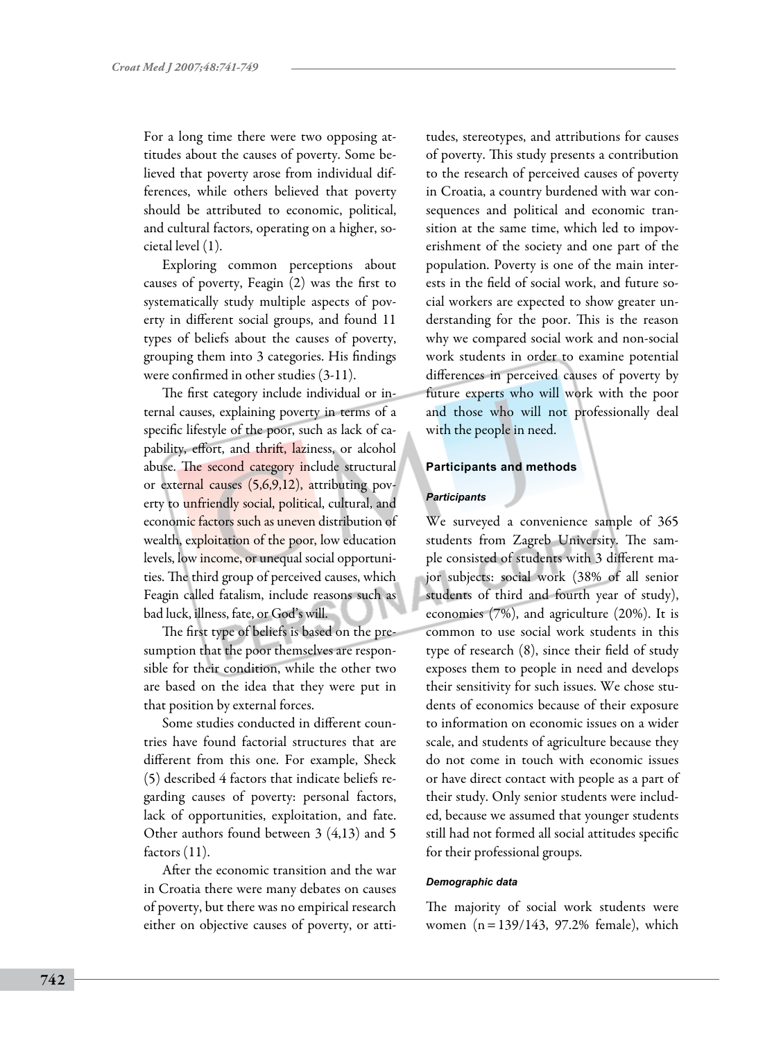For a long time there were two opposing attitudes about the causes of poverty. Some believed that poverty arose from individual differences, while others believed that poverty should be attributed to economic, political, and cultural factors, operating on a higher, societal level (1).

Exploring common perceptions about causes of poverty, Feagin (2) was the first to systematically study multiple aspects of poverty in different social groups, and found 11 types of beliefs about the causes of poverty, grouping them into 3 categories. His findings were confirmed in other studies (3-11).

The first category include individual or internal causes, explaining poverty in terms of a specific lifestyle of the poor, such as lack of capability, effort, and thrift, laziness, or alcohol abuse. The second category include structural or external causes (5,6,9,12), attributing poverty to unfriendly social, political, cultural, and economic factors such as uneven distribution of wealth, exploitation of the poor, low education levels, low income, or unequal social opportunities. The third group of perceived causes, which Feagin called fatalism, include reasons such as bad luck, illness, fate, or God's will.

The first type of beliefs is based on the presumption that the poor themselves are responsible for their condition, while the other two are based on the idea that they were put in that position by external forces.

Some studies conducted in different countries have found factorial structures that are different from this one. For example, Sheck (5) described 4 factors that indicate beliefs regarding causes of poverty: personal factors, lack of opportunities, exploitation, and fate. Other authors found between 3 (4,13) and 5 factors (11).

After the economic transition and the war in Croatia there were many debates on causes of poverty, but there was no empirical research either on objective causes of poverty, or attitudes, stereotypes, and attributions for causes of poverty. This study presents a contribution to the research of perceived causes of poverty in Croatia, a country burdened with war consequences and political and economic transition at the same time, which led to impoverishment of the society and one part of the population. Poverty is one of the main interests in the field of social work, and future social workers are expected to show greater understanding for the poor. This is the reason why we compared social work and non-social work students in order to examine potential differences in perceived causes of poverty by future experts who will work with the poor and those who will not professionally deal with the people in need.

## Participants and methods

### *Participants*

We surveyed a convenience sample of 365 students from Zagreb University. The sample consisted of students with 3 different major subjects: social work (38% of all senior students of third and fourth year of study), economics (7%), and agriculture (20%). It is common to use social work students in this type of research (8), since their field of study exposes them to people in need and develops their sensitivity for such issues. We chose students of economics because of their exposure to information on economic issues on a wider scale, and students of agriculture because they do not come in touch with economic issues or have direct contact with people as a part of their study. Only senior students were included, because we assumed that younger students still had not formed all social attitudes specific for their professional groups.

### *Demographic data*

The majority of social work students were women (n = 139/143, 97.2% female), which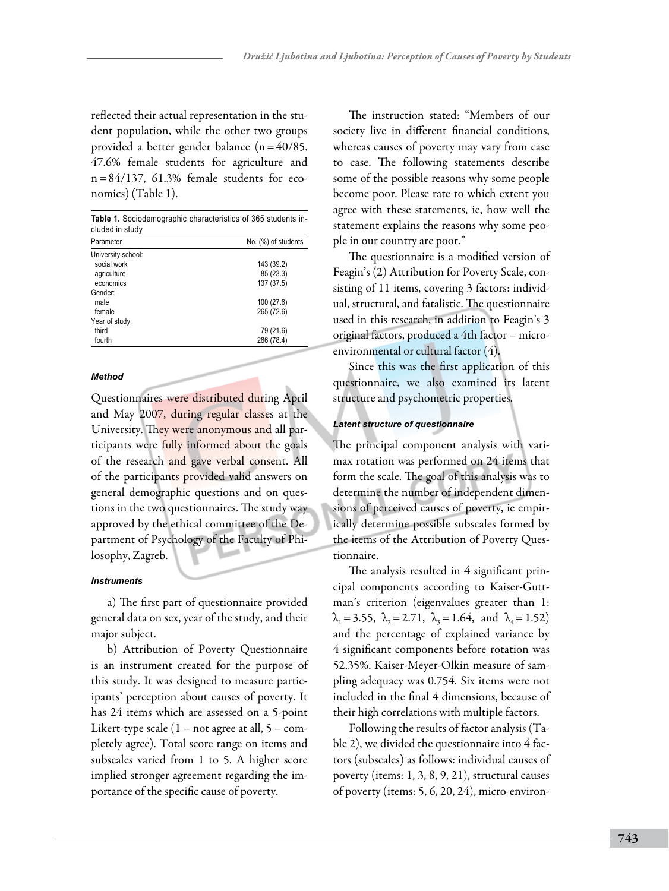reflected their actual representation in the student population, while the other two groups provided a better gender balance (n = 40/85, 47.6% female students for agriculture and n = 84/137, 61.3% female students for economics) (Table 1).

**Table 1.** Sociodemographic characteristics of 365 students included in study

| Parameter | No. (%) of students |
|---|---|
| University school: | |
| social work | 143 (39.2) |
| agriculture | 85 (23.3) |
| economics | 137 (37.5) |
| Gender: | |
| male | 100 (27.6) |
| female | 265 (72.6) |
| Year of study: | |
| third | 79 (21.6) |
| fourth | 286 (78.4) |

#### *Method*

Questionnaires were distributed during April and May 2007, during regular classes at the University. They were anonymous and all participants were fully informed about the goals of the research and gave verbal consent. All of the participants provided valid answers on general demographic questions and on questions in the two questionnaires. The study way approved by the ethical committee of the Department of Psychology of the Faculty of Philosophy, Zagreb.

#### *Instruments*

a) The first part of questionnaire provided general data on sex, year of the study, and their major subject.

b) Attribution of Poverty Questionnaire is an instrument created for the purpose of this study. It was designed to measure participants' perception about causes of poverty. It has 24 items which are assessed on a 5-point Likert-type scale (1 – not agree at all, 5 – completely agree). Total score range on items and subscales varied from 1 to 5. A higher score implied stronger agreement regarding the importance of the specific cause of poverty.

The instruction stated: "Members of our society live in different financial conditions, whereas causes of poverty may vary from case to case. The following statements describe some of the possible reasons why some people become poor. Please rate to which extent you agree with these statements, ie, how well the statement explains the reasons why some people in our country are poor."

The questionnaire is a modified version of Feagin's (2) Attribution for Poverty Scale, consisting of 11 items, covering 3 factors: individual, structural, and fatalistic. The questionnaire used in this research, in addition to Feagin's 3 original factors, produced a 4th factor – micro-environmental or cultural factor (4).

Since this was the first application of this questionnaire, we also examined its latent structure and psychometric properties.

#### *Latent structure of questionnaire*

The principal component analysis with varimax rotation was performed on 24 items that form the scale. The goal of this analysis was to determine the number of independent dimensions of perceived causes of poverty, ie empirically determine possible subscales formed by the items of the Attribution of Poverty Questionnaire.

The analysis resulted in 4 significant principal components according to Kaiser-Guttman's criterion (eigenvalues greater than 1: $\lambda_1 = 3.55$, $\lambda_2 = 2.71$, $\lambda_3 = 1.64$, and $\lambda_4 = 1.52$) and the percentage of explained variance by 4 significant components before rotation was 52.35%. Kaiser-Meyer-Olkin measure of sampling adequacy was 0.754. Six items were not included in the final 4 dimensions, because of their high correlations with multiple factors.

Following the results of factor analysis (Table 2), we divided the questionnaire into 4 factors (subscales) as follows: individual causes of poverty (items: 1, 3, 8, 9, 21), structural causes of poverty (items: 5, 6, 20, 24), micro-environ-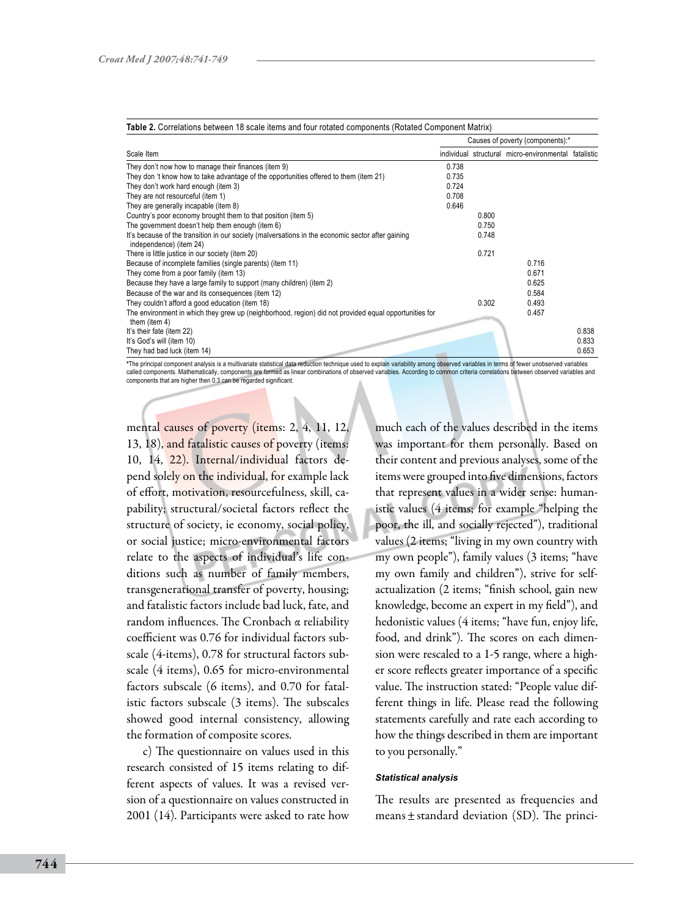**Table 2.** Correlations between 18 scale items and four rotated components (Rotated Component Matrix)

| Scale Item | Causes of poverty (components):* | | | |
|---|---|---|---|---|
| | individual | structural | micro-environmental | fatalistic |
| They don't now how to manage their finances (item 9) | 0.738 | | | |
| They don 't know how to take advantage of the opportunities offered to them (item 21) | 0.735 | | | |
| They don't work hard enough (item 3) | 0.724 | | | |
| They are not resourceful (item 1) | 0.708 | | | |
| They are generally incapable (item 8) | 0.646 | | | |
| Country's poor economy brought them to that position (item 5) | | 0.800 | | |
| The government doesn't help them enough (item 6) | | 0.750 | | |
| It's because of the transition in our society (malversations in the economic sector after gaining independence) (item 24) | | 0.748 | | |
| There is little justice in our society (item 20) | | 0.721 | | |
| Because of incomplete families (single parents) (item 11) | | | 0.716 | |
| They come from a poor family (item 13) | | | 0.671 | |
| Because they have a large family to support (many children) (item 2) | | | 0.625 | |
| Because of the war and its consequences (item 12) | | | 0.584 | |
| They couldn't afford a good education (item 18) | | 0.302 | 0.493 | |
| The environment in which they grew up (neighborhood, region) did not provided equal opportunities for them (item 4) | | | 0.457 | |
| It's their fate (item 22) | | | | 0.838 |
| It's God's will (item 10) | | | | 0.833 |
| They had bad luck (item 14) | | | | 0.653 |

*The principal component analysis is a multivariate statistical data reduction technique used to explain variability among observed variables in terms of fewer unobserved variables called components. Mathematically, components are formed as linear combinations of observed variables. According to common criteria correlations between observed variables and components that are higher then 0.3 can be regarded significant.

mental causes of poverty (items: 2, 4, 11, 12, 13, 18), and fatalistic causes of poverty (items: 10, 14, 22). Internal/individual factors depend solely on the individual, for example lack of effort, motivation, resourcefulness, skill, capability; structural/societal factors reflect the structure of society, ie economy, social policy, or social justice; micro-environmental factors relate to the aspects of individual's life conditions such as number of family members, transgenerational transfer of poverty, housing; and fatalistic factors include bad luck, fate, and random influences. The Cronbach $\alpha$ reliability coefficient was 0.76 for individual factors subscale (4-items), 0.78 for structural factors subscale (4 items), 0.65 for micro-environmental factors subscale (6 items), and 0.70 for fatalistic factors subscale (3 items). The subscales showed good internal consistency, allowing the formation of composite scores.

c) The questionnaire on values used in this research consisted of 15 items relating to different aspects of values. It was a revised version of a questionnaire on values constructed in 2001 (14). Participants were asked to rate how much each of the values described in the items was important for them personally. Based on their content and previous analyses, some of the items were grouped into five dimensions, factors that represent values in a wider sense: humanistic values (4 items; for example "helping the poor, the ill, and socially rejected"), traditional values (2 items; "living in my own country with my own people"), family values (3 items; "have my own family and children"), strive for self-actualization (2 items; "finish school, gain new knowledge, become an expert in my field"), and hedonistic values (4 items; "have fun, enjoy life, food, and drink"). The scores on each dimension were rescaled to a 1-5 range, where a higher score reflects greater importance of a specific value. The instruction stated: "People value different things in life. Please read the following statements carefully and rate each according to how the things described in them are important to you personally."

#### Statistical analysis

The results are presented as frequencies and means ± standard deviation (SD). The princi-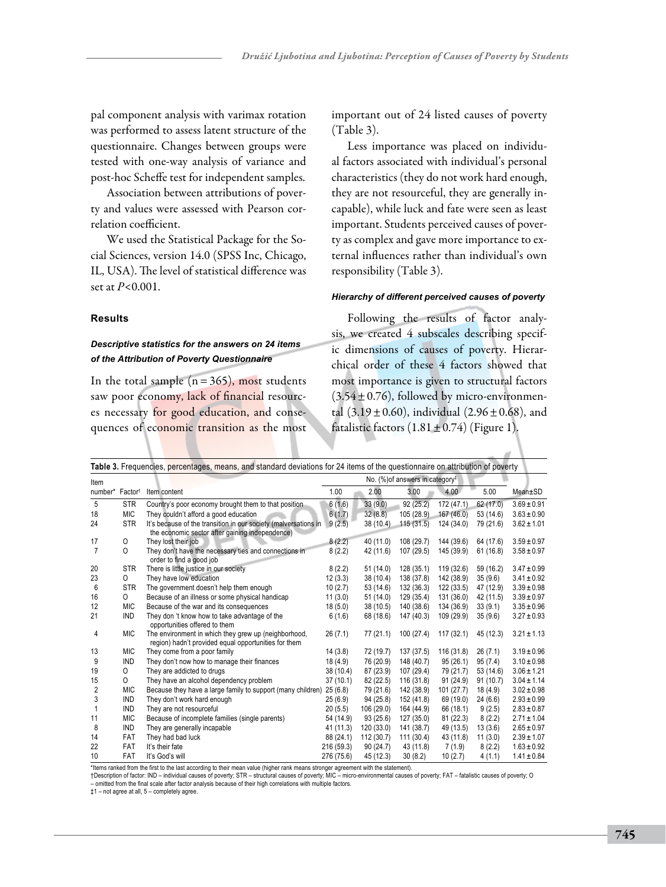pal component analysis with varimax rotation was performed to assess latent structure of the questionnaire. Changes between groups were tested with one-way analysis of variance and post-hoc Scheffe test for independent samples.

Association between attributions of poverty and values were assessed with Pearson correlation coefficient.

We used the Statistical Package for the Social Sciences, version 14.0 (SPSS Inc, Chicago, IL, USA). The level of statistical difference was set at $P<0.001$.

## Results

### *Descriptive statistics for the answers on 24 items of the Attribution of Poverty Questionnaire*

In the total sample ($n=365$), most students saw poor economy, lack of financial resources necessary for good education, and consequences of economic transition as the most important out of 24 listed causes of poverty (Table 3).

Less importance was placed on individual factors associated with individual's personal characteristics (they do not work hard enough, they are not resourceful, they are generally incapable), while luck and fate were seen as least important. Students perceived causes of poverty as complex and gave more importance to external influences rather than individual's own responsibility (Table 3).

### *Hierarchy of different perceived causes of poverty*

Following the results of factor analysis, we created 4 subscales describing specific dimensions of causes of poverty. Hierarchical order of these 4 factors showed that most importance is given to structural factors ($3.54\pm0.76$), followed by micro-environmental ($3.19\pm0.60$), individual ($2.96\pm0.68$), and fatalistic factors ($1.81\pm0.74$) (Figure 1).

**Table 3.** Frequencies, percentages, means, and standard deviations for 24 items of the questionnaire on attribution of poverty

| Item number* | Factor† | Item content | No. (%)of answers in category‡ | | | | | Mean±SD |
|---|---|---|---|---|---|---|---|---|
| | | | 1.00 | 2.00 | 3.00 | 4.00 | 5.00 | |
| 5 | STR | Country's poor economy brought them to that position | 6 (1.6) | 33 (9.0) | 92 (25.2) | 172 (47.1) | 62 (17.0) | 3.69±0.91 |
| 18 | MIC | They couldn't afford a good education | 6 (1.7) | 32 (8.8) | 105 (28.9) | 167 (46.0) | 53 (14.6) | 3.63±0.90 |
| 24 | STR | It's because of the transition in our society (malversations in the economic sector after gaining independence) | 9 (2.5) | 38 (10.4) | 115 (31.5) | 124 (34.0) | 79 (21.6) | 3.62±1.01 |
| 17 | O | They lost their job | 8 (2.2) | 40 (11.0) | 108 (29.7) | 144 (39.6) | 64 (17.6) | 3.59±0.97 |
| 7 | O | They don't have the necessary ties and connections in order to find a good job | 8 (2.2) | 42 (11.6) | 107 (29.5) | 145 (39.9) | 61 (16.8) | 3.58±0.97 |
| 20 | STR | There is little justice in our society | 8 (2.2) | 51 (14.0) | 128 (35.1) | 119 (32.6) | 59 (16.2) | 3.47±0.99 |
| 23 | O | They have low education | 12 (3.3) | 38 (10.4) | 138 (37.8) | 142 (38.9) | 35 (9.6) | 3.41±0.92 |
| 6 | STR | The government doesn't help them enough | 10 (2.7) | 53 (14.6) | 132 (36.3) | 122 (33.5) | 47 (12.9) | 3.39±0.98 |
| 16 | O | Because of an illness or some physical handicap | 11 (3.0) | 51 (14.0) | 129 (35.4) | 131 (36.0) | 42 (11.5) | 3.39±0.97 |
| 12 | MIC | Because of the war and its consequences | 18 (5.0) | 38 (10.5) | 140 (38.6) | 134 (36.9) | 33 (9.1) | 3.35±0.96 |
| 21 | IND | They don 't know how to take advantage of the opportunities offered to them | 6 (1.6) | 68 (18.6) | 147 (40.3) | 109 (29.9) | 35 (9.6) | 3.27±0.93 |
| 4 | MIC | The environment in which they grew up (neighborhood, region) hadn't provided equal opportunities for them | 26 (7.1) | 77 (21.1) | 100 (27.4) | 117 (32.1) | 45 (12.3) | 3.21±1.13 |
| 13 | MIC | They come from a poor family | 14 (3.8) | 72 (19.7) | 137 (37.5) | 116 (31.8) | 26 (7.1) | 3.19±0.96 |
| 9 | IND | They don't now how to manage their finances | 18 (4.9) | 76 (20.9) | 148 (40.7) | 95 (26.1) | 95 (7.4) | 3.10±0.98 |
| 19 | O | They are addicted to drugs | 38 (10.4) | 87 (23.9) | 107 (29.4) | 79 (21.7) | 53 (14.6) | 3.06±1.21 |
| 15 | O | They have an alcohol dependency problem | 37 (10.1) | 82 (22.5) | 116 (31.8) | 91 (24.9) | 91 (10.7) | 3.04±1.14 |
| 2 | MIC | Because they have a large family to support (many children) | 25 (6.8) | 79 (21.6) | 142 (38.9) | 101 (27.7) | 18 (4.9) | 3.02±0.98 |
| 3 | IND | They don't work hard enough | 25 (6.9) | 94 (25.8) | 152 (41.8) | 69 (19.0) | 24 (6.6) | 2.93±0.99 |
| 1 | IND | They are not resourceful | 20 (5.5) | 106 (29.0) | 164 (44.9) | 66 (18.1) | 9 (2.5) | 2.83±0.87 |
| 11 | MIC | Because of incomplete families (single parents) | 54 (14.9) | 93 (25.6) | 127 (35.0) | 81 (22.3) | 8 (2.2) | 2.71±1.04 |
| 8 | IND | They are generally incapable | 41 (11.3) | 120 (33.0) | 141 (38.7) | 49 (13.5) | 13 (3.6) | 2.65±0.97 |
| 14 | FAT | They had bad luck | 88 (24.1) | 112 (30.7) | 111 (30.4) | 43 (11.8) | 11 (3.0) | 2.39±1.07 |
| 22 | FAT | It's their fate | 216 (59.3) | 90 (24.7) | 43 (11.8) | 7 (1.9) | 8 (2.2) | 1.63±0.92 |
| 10 | FAT | It's God's will | 276 (75.6) | 45 (12.3) | 30 (8.2) | 10 (2.7) | 4 (1.1) | 1.41±0.84 |

*Items ranked from the first to the last according to their mean value (higher rank means stronger agreement with the statement).
†Description of factor: IND – individual causes of poverty; STR – structural causes of poverty; MIC – micro-environmental causes of poverty; FAT – fatalistic causes of poverty; O – omitted from the final scale after factor analysis because of their high correlations with multiple factors.
‡1 – not agree at all, 5 – completely agree.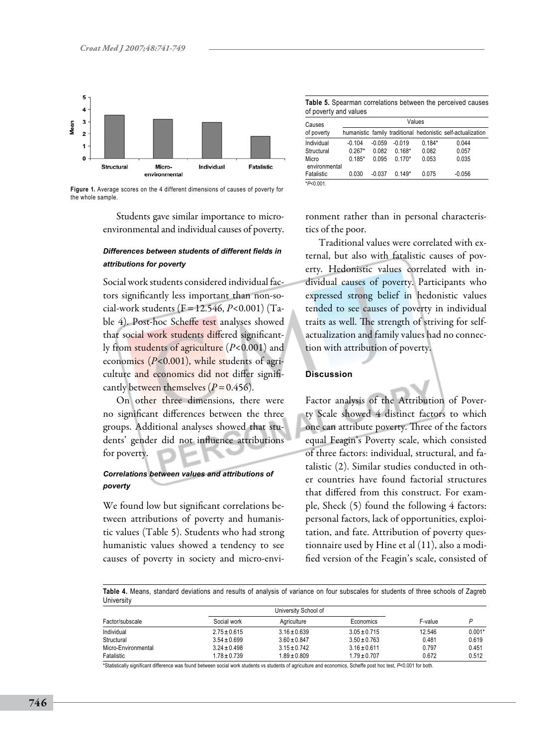Figure 1. Average scores on the 4 different dimensions of causes of poverty for the whole sample.

Students gave similar importance to micro-environmental and individual causes of poverty.

### Differences between students of different fields in attributions for poverty

Social work students considered individual factors significantly less important than non-social-work students ($F = 12.546$, $P < 0.001$) (Table 4). Post-hoc Scheffe test analyses showed that social work students differed significantly from students of agriculture ($P < 0.001$) and economics ($P < 0.001$), while students of agriculture and economics did not differ significantly between themselves ($P = 0.456$).

On other three dimensions, there were no significant differences between the three groups. Additional analyses showed that students' gender did not influence attributions for poverty.

### Correlations between values and attributions of poverty

We found low but significant correlations between attributions of poverty and humanistic values (Table 5). Students who had strong humanistic values showed a tendency to see causes of poverty in society and micro-environment rather than in personal characteristics of the poor.

Traditional values were correlated with external, but also with fatalistic causes of poverty. Hedonistic values correlated with individual causes of poverty. Participants who expressed strong belief in hedonistic values tended to see causes of poverty in individual traits as well. The strength of striving for self-actualization and family values had no connection with attribution of poverty.

**Table 5.** Spearman correlations between the perceived causes of poverty and values

| Causes of poverty | Values | | | | |
|---|---|---|---|---|---|
| | humanistic | family | traditional | hedonistic | self-actualization |
| Individual | -0.104 | -0.059 | -0.019 | 0.184* | 0.044 |
| Structural | 0.267* | 0.082 | 0.168* | 0.082 | 0.057 |
| Micro environmental | 0.185* | 0.095 | 0.170* | 0.053 | 0.035 |
| Fatalistic | 0.030 | -0.037 | 0.149* | 0.075 | -0.056 |

*$P < 0.001$.

## Discussion

Factor analysis of the Attribution of Poverty Scale showed 4 distinct factors to which one can attribute poverty. Three of the factors equal Feagin's Poverty scale, which consisted of three factors: individual, structural, and fatalistic (2). Similar studies conducted in other countries have found factorial structures that differed from this construct. For example, Sheck (5) found the following 4 factors: personal factors, lack of opportunities, exploitation, and fate. Attribution of poverty questionnaire used by Hine et al (11), also a modified version of the Feagin's scale, consisted of

**Table 4.** Means, standard deviations and results of analysis of variance on four subscales for students of three schools of Zagreb University

| Factor/subscale | University School of | | | F-value | P |
|---|---|---|---|---|---|
| | Social work | Agriculture | Economics | | |
| Individual | 2.75 ± 0.615 | 3.16 ± 0.639 | 3.05 ± 0.715 | 12.546 | 0.001* |
| Structural | 3.54 ± 0.699 | 3.60 ± 0.847 | 3.50 ± 0.763 | 0.481 | 0.619 |
| Micro-Environmental | 3.24 ± 0.498 | 3.15 ± 0.742 | 3.16 ± 0.611 | 0.797 | 0.451 |
| Fatalistic | 1.78 ± 0.739 | 1.89 ± 0.809 | 1.79 ± 0.707 | 0.672 | 0.512 |

*Statistically significant difference was found between social work students vs students of agriculture and economics, Scheffe post hoc test, $P < 0.001$ for both.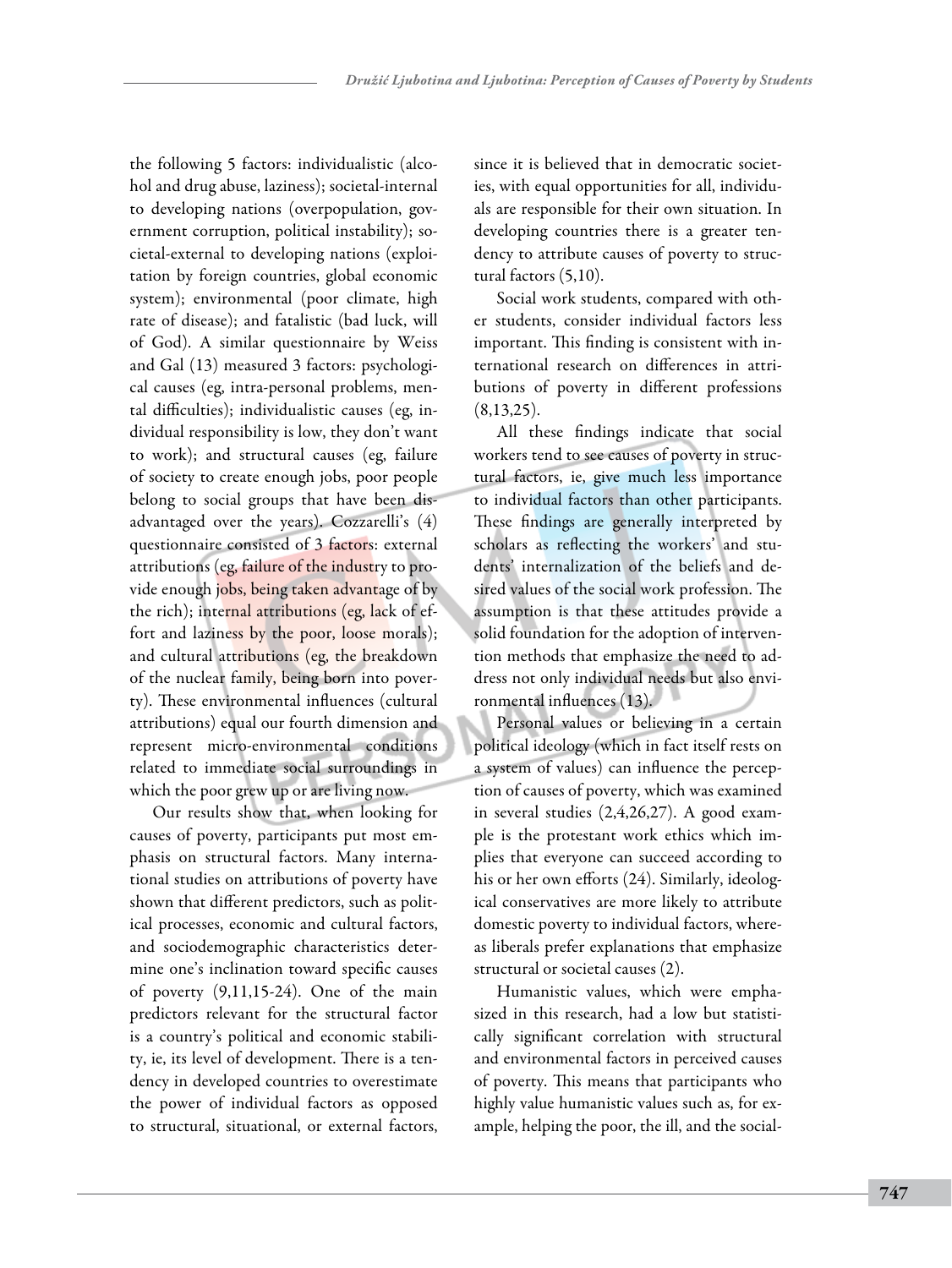the following 5 factors: individualistic (alcohol and drug abuse, laziness); societal-internal to developing nations (overpopulation, government corruption, political instability); societal-external to developing nations (exploitation by foreign countries, global economic system); environmental (poor climate, high rate of disease); and fatalistic (bad luck, will of God). A similar questionnaire by Weiss and Gal (13) measured 3 factors: psychological causes (eg, intra-personal problems, mental difficulties); individualistic causes (eg, individual responsibility is low, they don't want to work); and structural causes (eg, failure of society to create enough jobs, poor people belong to social groups that have been disadvantaged over the years). Cozzarelli's (4) questionnaire consisted of 3 factors: external attributions (eg, failure of the industry to provide enough jobs, being taken advantage of by the rich); internal attributions (eg, lack of effort and laziness by the poor, loose morals); and cultural attributions (eg, the breakdown of the nuclear family, being born into poverty). These environmental influences (cultural attributions) equal our fourth dimension and represent micro-environmental conditions related to immediate social surroundings in which the poor grew up or are living now.

Our results show that, when looking for causes of poverty, participants put most emphasis on structural factors. Many international studies on attributions of poverty have shown that different predictors, such as political processes, economic and cultural factors, and sociodemographic characteristics determine one's inclination toward specific causes of poverty (9,11,15-24). One of the main predictors relevant for the structural factor is a country's political and economic stability, ie, its level of development. There is a tendency in developed countries to overestimate the power of individual factors as opposed to structural, situational, or external factors, since it is believed that in democratic societies, with equal opportunities for all, individuals are responsible for their own situation. In developing countries there is a greater tendency to attribute causes of poverty to structural factors (5,10).

Social work students, compared with other students, consider individual factors less important. This finding is consistent with international research on differences in attributions of poverty in different professions (8,13,25).

All these findings indicate that social workers tend to see causes of poverty in structural factors, ie, give much less importance to individual factors than other participants. These findings are generally interpreted by scholars as reflecting the workers' and students' internalization of the beliefs and desired values of the social work profession. The assumption is that these attitudes provide a solid foundation for the adoption of intervention methods that emphasize the need to address not only individual needs but also environmental influences (13).

Personal values or believing in a certain political ideology (which in fact itself rests on a system of values) can influence the perception of causes of poverty, which was examined in several studies (2,4,26,27). A good example is the protestant work ethics which implies that everyone can succeed according to his or her own efforts (24). Similarly, ideological conservatives are more likely to attribute domestic poverty to individual factors, whereas liberals prefer explanations that emphasize structural or societal causes (2).

Humanistic values, which were emphasized in this research, had a low but statistically significant correlation with structural and environmental factors in perceived causes of poverty. This means that participants who highly value humanistic values such as, for example, helping the poor, the ill, and the social-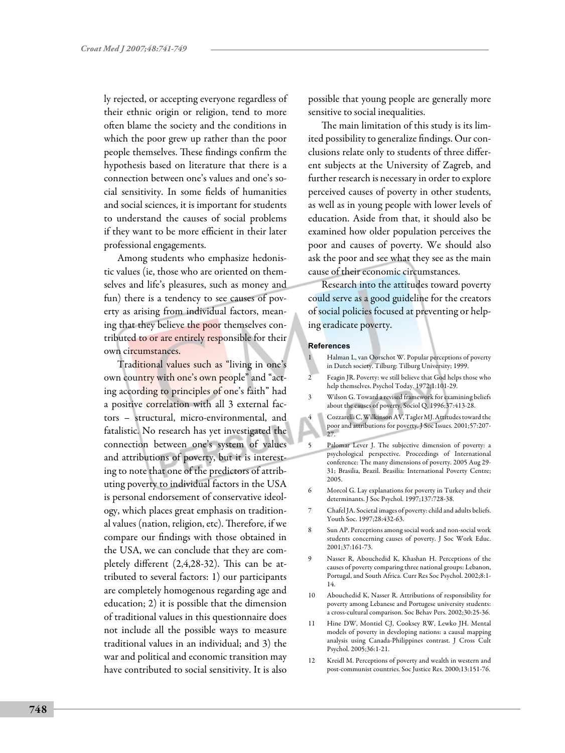ly rejected, or accepting everyone regardless of their ethnic origin or religion, tend to more often blame the society and the conditions in which the poor grew up rather than the poor people themselves. These findings confirm the hypothesis based on literature that there is a connection between one's values and one's social sensitivity. In some fields of humanities and social sciences, it is important for students to understand the causes of social problems if they want to be more efficient in their later professional engagements.

Among students who emphasize hedonistic values (ie, those who are oriented on themselves and life's pleasures, such as money and fun) there is a tendency to see causes of poverty as arising from individual factors, meaning that they believe the poor themselves contributed to or are entirely responsible for their own circumstances.

Traditional values such as "living in one's own country with one's own people" and "acting according to principles of one's faith" had a positive correlation with all 3 external factors – structural, micro-environmental, and fatalistic. No research has yet investigated the connection between one's system of values and attributions of poverty, but it is interesting to note that one of the predictors of attributing poverty to individual factors in the USA is personal endorsement of conservative ideology, which places great emphasis on traditional values (nation, religion, etc). Therefore, if we compare our findings with those obtained in the USA, we can conclude that they are completely different (2,4,28-32). This can be attributed to several factors: 1) our participants are completely homogenous regarding age and education; 2) it is possible that the dimension of traditional values in this questionnaire does not include all the possible ways to measure traditional values in an individual; and 3) the war and political and economic transition may have contributed to social sensitivity. It is also possible that young people are generally more sensitive to social inequalities.

The main limitation of this study is its limited possibility to generalize findings. Our conclusions relate only to students of three different subjects at the University of Zagreb, and further research is necessary in order to explore perceived causes of poverty in other students, as well as in young people with lower levels of education. Aside from that, it should also be examined how older population perceives the poor and causes of poverty. We should also ask the poor and see what they see as the main cause of their economic circumstances.

Research into the attitudes toward poverty could serve as a good guideline for the creators of social policies focused at preventing or helping eradicate poverty.

#### References

1. Halman L, van Oorschot W. Popular perceptions of poverty in Dutch society. Tilburg: Tilburg University; 1999.
2. Feagin JR. Poverty: we still believe that God helps those who help themselves. Psychol Today. 1972;1:101-29.
3. Wilson G. Toward a revised framework for examining beliefs about the causes of poverty. Sociol Q. 1996;37:413-28.
4. Cozzarelli C, Wilkinson AV, Tagler MJ. Attitudes toward the poor and attributions for poverty. J Soc Issues. 2001;57:207-27.
5. Palomar Lever J. The subjective dimension of poverty: a psychological perspective. Proceedings of International conference: The many dimensions of poverty. 2005 Aug 29-31; Brasilia, Brazil. Brasilia: International Poverty Centre; 2005.
6. Morcol G. Lay explanations for poverty in Turkey and their determinants. J Soc Psychol. 1997;137:728-38.
7. Chafel JA. Societal images of poverty: child and adults beliefs. Youth Soc. 1997;28:432-63.
8. Sun AP. Perceptions among social work and non-social work students concerning causes of poverty. J Soc Work Educ. 2001;37:161-73.
9. Nasser R, Abouchedid K, Khashan H. Perceptions of the causes of poverty comparing three national groups: Lebanon, Portugal, and South Africa. Curr Res Soc Psychol. 2002;8:1-14.
10. Abouchedid K, Nasser R. Attributions of responsibility for poverty among Lebanese and Portugese university students: a cross-cultural comparison. Soc Behav Pers. 2002;30:25-36.
11. Hine DW, Montiel CJ, Cooksey RW, Lewko JH. Mental models of poverty in developing nations: a causal mapping analysis using Canada-Philippines contrast. J Cross Cult Psychol. 2005;36:1-21.
12. Kreidl M. Perceptions of poverty and wealth in western and post-communist countries. Soc Justice Res. 2000;13:151-76.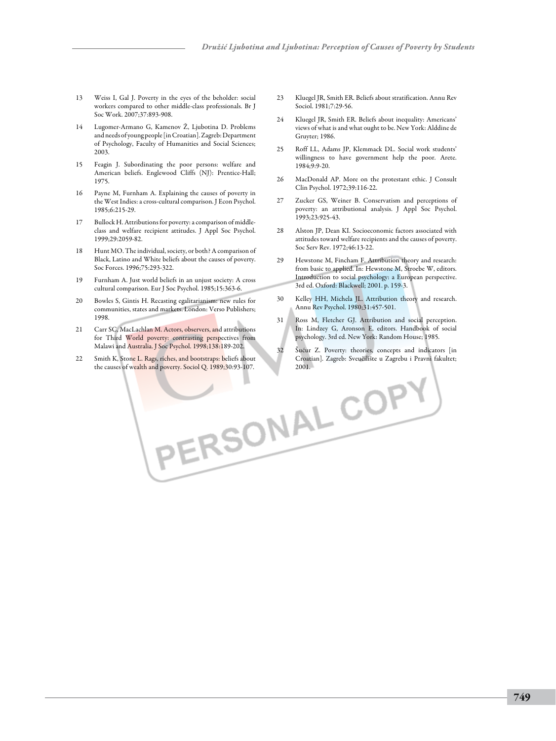13 Weiss I, Gal J. Poverty in the eyes of the beholder: social workers compared to other middle-class professionals. Br J Soc Work. 2007;37:893-908.

14 Lugomer-Armano G, Kamenov Ž, Ljubotina D. Problems and needs of young people [in Croatian]. Zagreb: Department of Psychology, Faculty of Humanities and Social Sciences; 2003.

15 Feagin J. Subordinating the poor persons: welfare and American beliefs. Englewood Cliffs (NJ): Prentice-Hall; 1975.

16 Payne M, Furnham A. Explaining the causes of poverty in the West Indies: a cross-cultural comparison. J Econ Psychol. 1985;6:215-29.

17 Bullock H. Attributions for poverty: a comparison of middle-class and welfare recipient attitudes. J Appl Soc Psychol. 1999;29:2059-82.

18 Hunt MO. The individual, society, or both? A comparison of Black, Latino and White beliefs about the causes of poverty. Soc Forces. 1996;75:293-322.

19 Furnham A. Just world beliefs in an unjust society: A cross cultural comparison. Eur J Soc Psychol. 1985;15:363-6.

20 Bowles S, Gintis H. Recasting egalitarianism: new rules for communities, states and markets. London: Verso Publishers; 1998.

21 Carr SC, MacLachlan M. Actors, observers, and attributions for Third World poverty: contrasting perspectives from Malawi and Australia. J Soc Psychol. 1998;138:189-202.

22 Smith K, Stone L. Rags, riches, and bootstraps: beliefs about the causes of wealth and poverty. Sociol Q. 1989;30:93-107.

23 Kluegel JR, Smith ER. Beliefs about stratification. Annu Rev Sociol. 1981;7:29-56.

24 Kluegel JR, Smith ER. Beliefs about inequality: Americans' views of what is and what ought to be. New York: Alddine de Gruyter; 1986.

25 Roff LL, Adams JP, Klemmack DL. Social work students' willingness to have government help the poor. Arete. 1984;9:9-20.

26 MacDonald AP. More on the protestant ethic. J Consult Clin Psychol. 1972;39:116-22.

27 Zucker GS, Weiner B. Conservatism and perceptions of poverty: an attributional analysis. J Appl Soc Psychol. 1993;23:925-43.

28 Alston JP, Dean KI. Socioeconomic factors associated with attitudes toward welfare recipients and the causes of poverty. Soc Serv Rev. 1972;46:13-22.

29 Hewstone M, Fincham F. Attribution theory and research: from basic to applied. In: Hewstone M, Stroebe W, editors. Introduction to social psychology: a European perspective. 3rd ed. Oxford: Blackwell; 2001. p. 159-3.

30 Kelley HH, Michela JL. Attribution theory and research. Annu Rev Psychol. 1980;31:457-501.

31 Ross M, Fletcher GJ. Attribution and social perception. In: Lindzey G, Aronson E, editors. Handbook of social psychology. 3rd ed. New York: Random House; 1985.

32 Šućur Z. Poverty: theories, concepts and indicators [in Croatian]. Zagreb: Sveučilište u Zagrebu i Pravni fakultet; 2001.